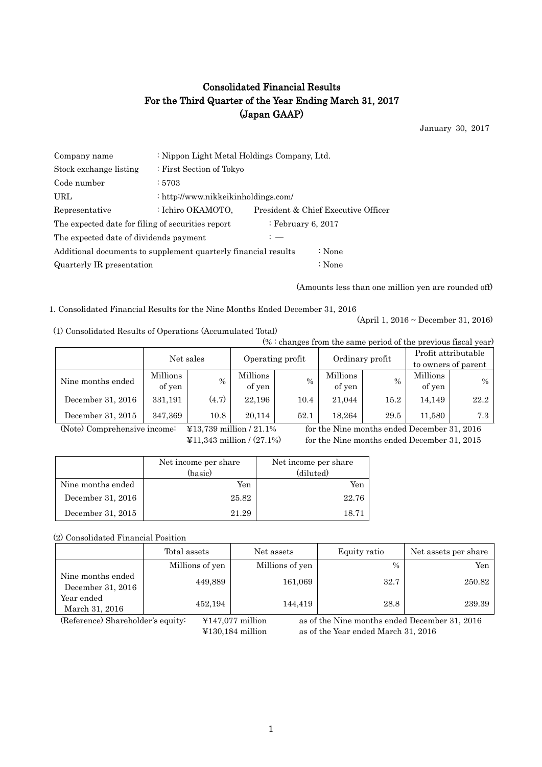# Consolidated Financial Results
# For the Third Quarter of the Year Ending March 31, 2017
# (Japan GAAP)

January 30, 2017

| | | |
|---|---|---|
| Company name | : Nippon Light Metal Holdings Company, Ltd. | |
| Stock exchange listing | : First Section of Tokyo | |
| Code number | : 5703 | |
| URL | : http://www.nikkeikinholdings.com/ | |
| Representative | : Ichiro OKAMOTO, | President & Chief Executive Officer |

The expected date for filing of securities report : February 6, 2017

The expected date of dividends payment : —

Additional documents to supplement quarterly financial results : None

Quarterly IR presentation : None

(Amounts less than one million yen are rounded off)

1. Consolidated Financial Results for the Nine Months Ended December 31, 2016

(April 1, 2016 ~ December 31, 2016)

(1) Consolidated Results of Operations (Accumulated Total)

(% : changes from the same period of the previous fiscal year)

| | Net sales | | Operating profit | | Ordinary profit | | Profit attributable to owners of parent | |
|---|---|---|---|---|---|---|---|---|
| Nine months ended | Millions of yen | % | Millions of yen | % | Millions of yen | % | Millions of yen | % |
| December 31, 2016 | 331,191 | (4.7) | 22,196 | 10.4 | 21,044 | 15.2 | 14,149 | 22.2 |
| December 31, 2015 | 347,369 | 10.8 | 20,114 | 52.1 | 18,264 | 29.5 | 11,580 | 7.3 |

(Note) Comprehensive income: ¥13,739 million / 21.1% for the Nine months ended December 31, 2016
¥11,343 million / (27.1%) for the Nine months ended December 31, 2015

| | Net income per share (basic) | Net income per share (diluted) |
|---|---|---|
| Nine months ended | Yen | Yen |
| December 31, 2016 | 25.82 | 22.76 |
| December 31, 2015 | 21.29 | 18.71 |

(2) Consolidated Financial Position

| | Total assets | Net assets | Equity ratio | Net assets per share |
|---|---|---|---|---|
| | Millions of yen | Millions of yen | % | Yen |
| Nine months ended December 31, 2016 | 449,889 | 161,069 | 32.7 | 250.82 |
| Year ended March 31, 2016 | 452,194 | 144,419 | 28.8 | 239.39 |

(Reference) Shareholder's equity: ¥147,077 million as of the Nine months ended December 31, 2016
¥130,184 million as of the Year ended March 31, 2016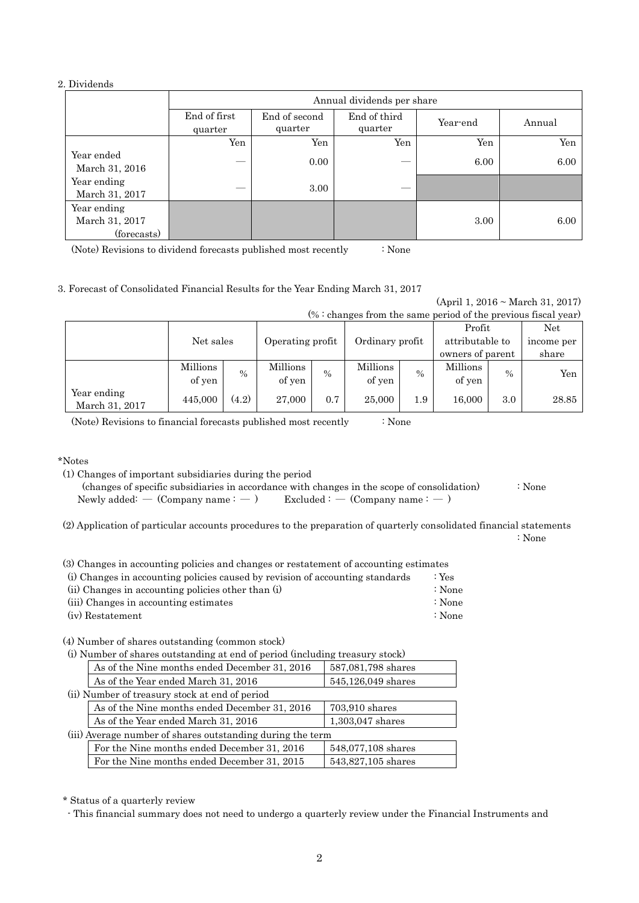2. Dividends

| | Annual dividends per share | | | | |
|---|---|---|---|---|---|
| | End of first quarter | End of second quarter | End of third quarter | Year-end | Annual |
| | Yen | Yen | Yen | Yen | Yen |
| Year ended March 31, 2016 | — | 0.00 | — | 6.00 | 6.00 |
| Year ending March 31, 2017 | — | 3.00 | — | | |
| Year ending March 31, 2017 (forecasts) | | | | 3.00 | 6.00 |

(Note) Revisions to dividend forecasts published most recently : None

3. Forecast of Consolidated Financial Results for the Year Ending March 31, 2017

(April 1, 2016 ~ March 31, 2017)

(% : changes from the same period of the previous fiscal year)

| | Net sales | | Operating profit | | Ordinary profit | | Profit attributable to owners of parent | | Net income per share |
|---|---|---|---|---|---|---|---|---|---|
| | Millions of yen | % | Millions of yen | % | Millions of yen | % | Millions of yen | % | Yen |
| Year ending March 31, 2017 | 445,000 | (4.2) | 27,000 | 0.7 | 25,000 | 1.9 | 16,000 | 3.0 | 28.85 |

(Note) Revisions to financial forecasts published most recently : None

\*Notes

(1) Changes of important subsidiaries during the period
(changes of specific subsidiaries in accordance with changes in the scope of consolidation) : None
Newly added: — (Company name : — ) Excluded : — (Company name : — )

(2) Application of particular accounts procedures to the preparation of quarterly consolidated financial statements : None

(3) Changes in accounting policies and changes or restatement of accounting estimates
(i) Changes in accounting policies caused by revision of accounting standards : Yes
(ii) Changes in accounting policies other than (i) : None
(iii) Changes in accounting estimates : None
(iv) Restatement : None

(4) Number of shares outstanding (common stock)

(i) Number of shares outstanding at end of period (including treasury stock)

| | |
|---|---|
| As of the Nine months ended December 31, 2016 | 587,081,798 shares |
| As of the Year ended March 31, 2016 | 545,126,049 shares |

(ii) Number of treasury stock at end of period

| | |
|---|---|
| As of the Nine months ended December 31, 2016 | 703,910 shares |
| As of the Year ended March 31, 2016 | 1,303,047 shares |

(iii) Average number of shares outstanding during the term

| | |
|---|---|
| For the Nine months ended December 31, 2016 | 548,077,108 shares |
| For the Nine months ended December 31, 2015 | 543,827,105 shares |

\* Status of a quarterly review

- This financial summary does not need to undergo a quarterly review under the Financial Instruments and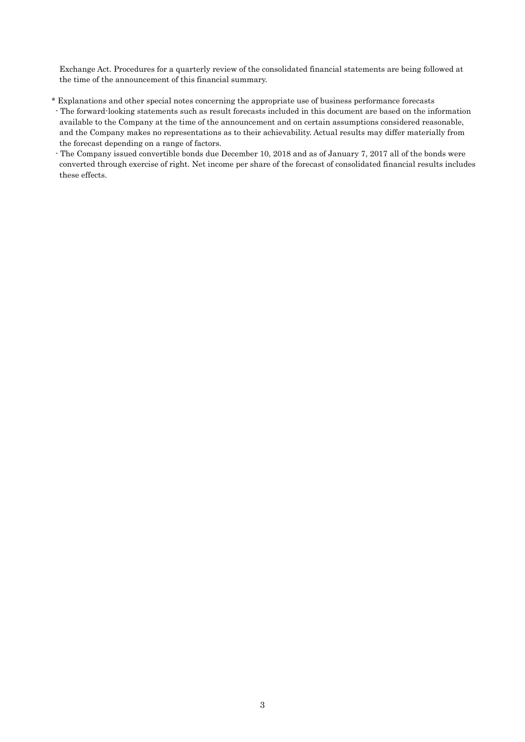Exchange Act. Procedures for a quarterly review of the consolidated financial statements are being followed at the time of the announcement of this financial summary.

* Explanations and other special notes concerning the appropriate use of business performance forecasts
- The forward-looking statements such as result forecasts included in this document are based on the information available to the Company at the time of the announcement and on certain assumptions considered reasonable, and the Company makes no representations as to their achievability. Actual results may differ materially from the forecast depending on a range of factors.
- The Company issued convertible bonds due December 10, 2018 and as of January 7, 2017 all of the bonds were converted through exercise of right. Net income per share of the forecast of consolidated financial results includes these effects.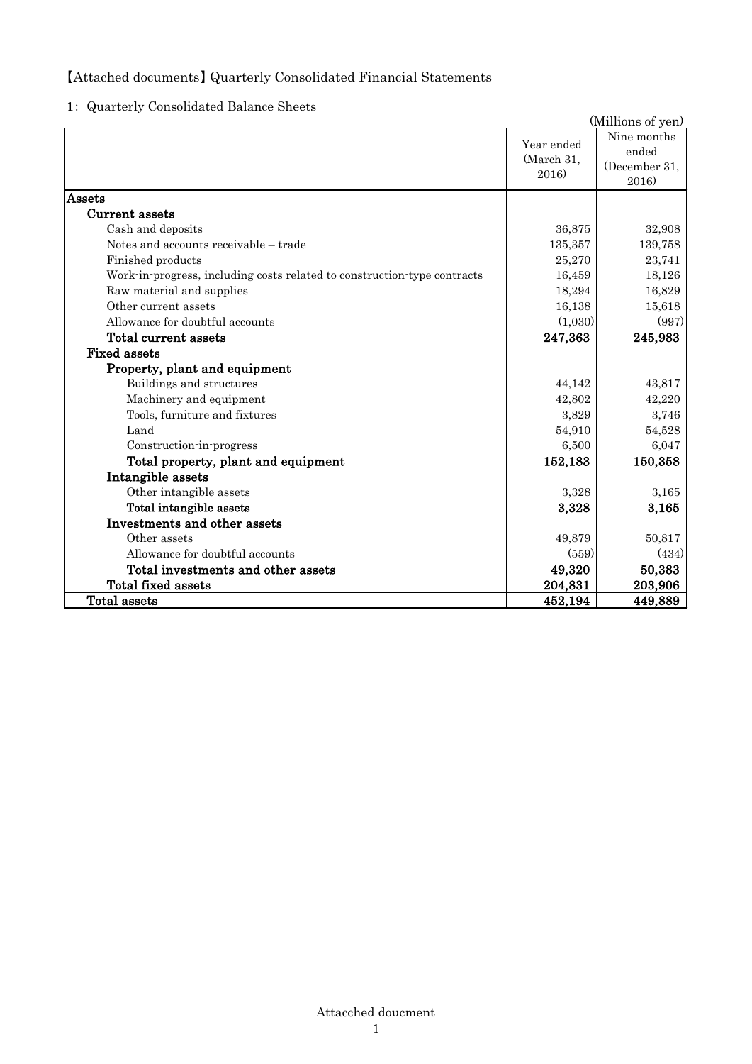【Attached documents】Quarterly Consolidated Financial Statements

1: Quarterly Consolidated Balance Sheets

(Millions of yen)

| | Year ended (March 31, 2016) | Nine months ended (December 31, 2016) |
|---|---|---|
| **Assets** | | |
| **Current assets** | | |
| Cash and deposits | 36,875 | 32,908 |
| Notes and accounts receivable – trade | 135,357 | 139,758 |
| Finished products | 25,270 | 23,741 |
| Work-in-progress, including costs related to construction-type contracts | 16,459 | 18,126 |
| Raw material and supplies | 18,294 | 16,829 |
| Other current assets | 16,138 | 15,618 |
| Allowance for doubtful accounts | (1,030) | (997) |
| **Total current assets** | **247,363** | **245,983** |
| **Fixed assets** | | |
| **Property, plant and equipment** | | |
| Buildings and structures | 44,142 | 43,817 |
| Machinery and equipment | 42,802 | 42,220 |
| Tools, furniture and fixtures | 3,829 | 3,746 |
| Land | 54,910 | 54,528 |
| Construction-in-progress | 6,500 | 6,047 |
| **Total property, plant and equipment** | **152,183** | **150,358** |
| **Intangible assets** | | |
| Other intangible assets | 3,328 | 3,165 |
| **Total intangible assets** | **3,328** | **3,165** |
| **Investments and other assets** | | |
| Other assets | 49,879 | 50,817 |
| Allowance for doubtful accounts | (559) | (434) |
| **Total investments and other assets** | **49,320** | **50,383** |
| **Total fixed assets** | **204,831** | **203,906** |
| **Total assets** | **452,194** | **449,889** |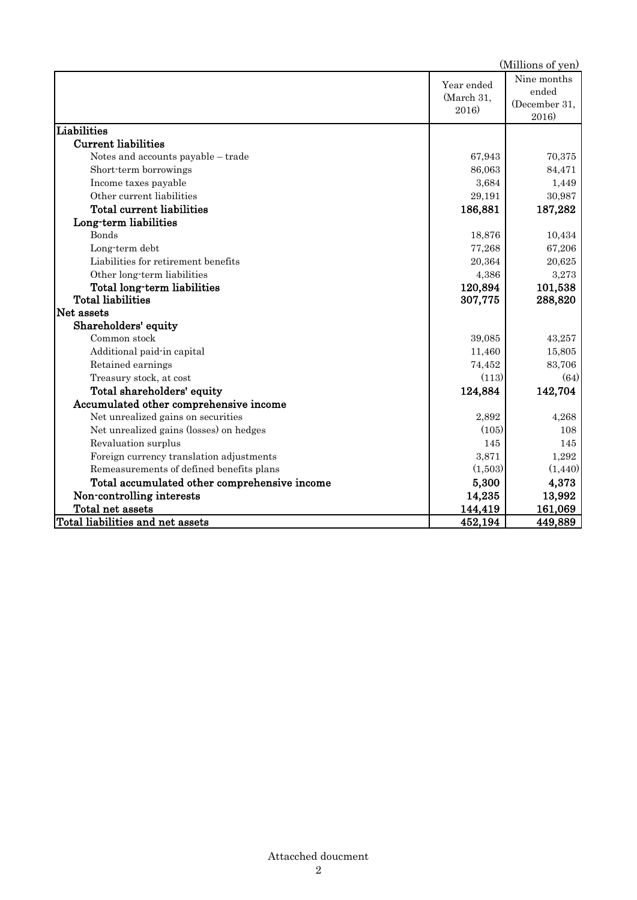(Millions of yen)

| | Year ended (March 31, 2016) | Nine months ended (December 31, 2016) |
|---|---|---|
| **Liabilities** | | |
| **Current liabilities** | | |
| Notes and accounts payable – trade | 67,943 | 70,375 |
| Short-term borrowings | 86,063 | 84,471 |
| Income taxes payable | 3,684 | 1,449 |
| Other current liabilities | 29,191 | 30,987 |
| **Total current liabilities** | **186,881** | **187,282** |
| **Long-term liabilities** | | |
| Bonds | 18,876 | 10,434 |
| Long-term debt | 77,268 | 67,206 |
| Liabilities for retirement benefits | 20,364 | 20,625 |
| Other long-term liabilities | 4,386 | 3,273 |
| **Total long-term liabilities** | **120,894** | **101,538** |
| **Total liabilities** | **307,775** | **288,820** |
| **Net assets** | | |
| **Shareholders' equity** | | |
| Common stock | 39,085 | 43,257 |
| Additional paid-in capital | 11,460 | 15,805 |
| Retained earnings | 74,452 | 83,706 |
| Treasury stock, at cost | (113) | (64) |
| **Total shareholders' equity** | **124,884** | **142,704** |
| **Accumulated other comprehensive income** | | |
| Net unrealized gains on securities | 2,892 | 4,268 |
| Net unrealized gains (losses) on hedges | (105) | 108 |
| Revaluation surplus | 145 | 145 |
| Foreign currency translation adjustments | 3,871 | 1,292 |
| Remeasurements of defined benefits plans | (1,503) | (1,440) |
| **Total accumulated other comprehensive income** | **5,300** | **4,373** |
| **Non-controlling interests** | **14,235** | **13,992** |
| **Total net assets** | **144,419** | **161,069** |
| **Total liabilities and net assets** | **452,194** | **449,889** |

Attacched doucment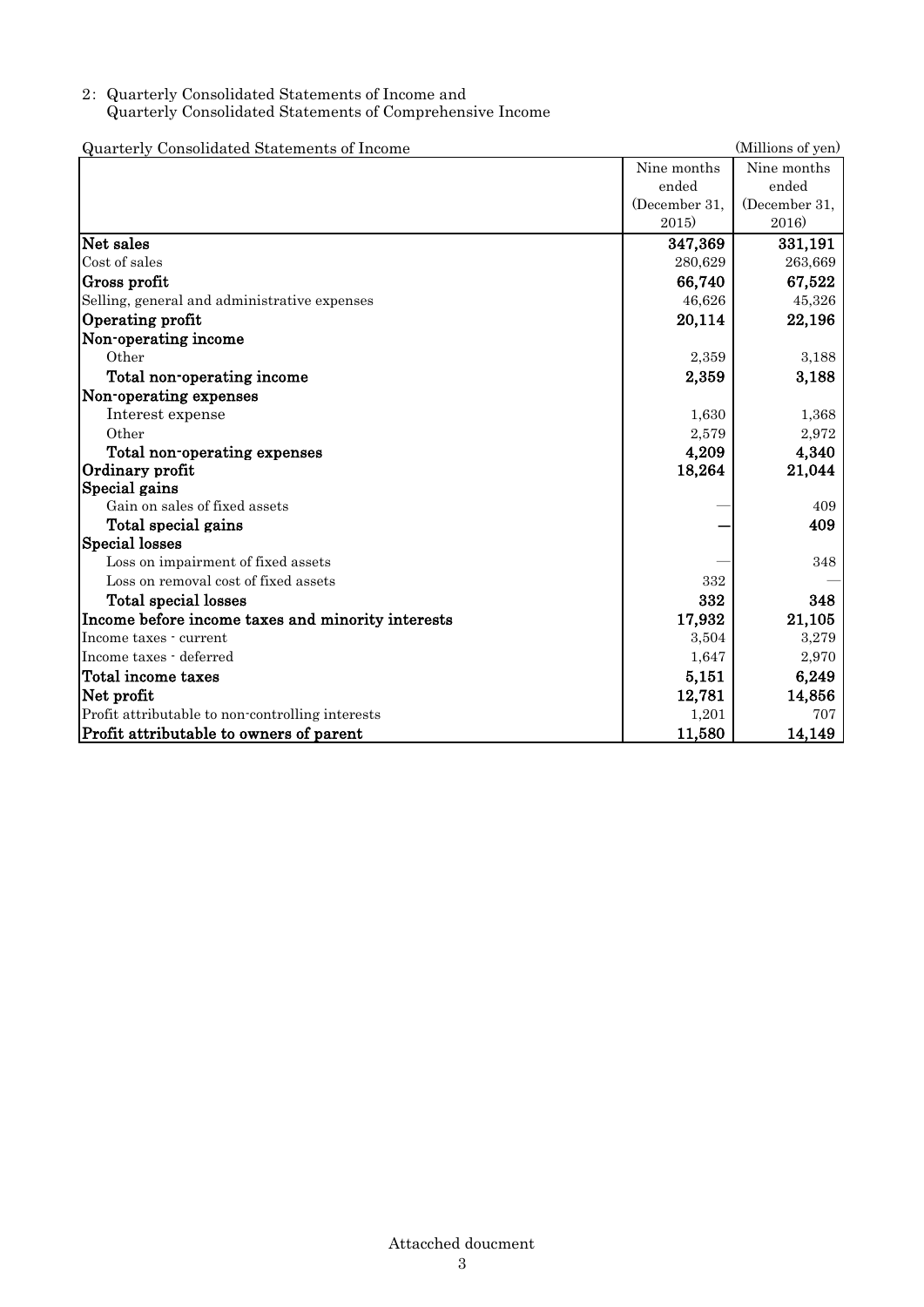2: Quarterly Consolidated Statements of Income and
Quarterly Consolidated Statements of Comprehensive Income

Quarterly Consolidated Statements of Income (Millions of yen)

| | Nine months ended (December 31, 2015) | Nine months ended (December 31, 2016) |
|---|---|---|
| **Net sales** | **347,369** | **331,191** |
| Cost of sales | 280,629 | 263,669 |
| **Gross profit** | **66,740** | **67,522** |
| Selling, general and administrative expenses | 46,626 | 45,326 |
| **Operating profit** | **20,114** | **22,196** |
| **Non-operating income** | | |
| Other | 2,359 | 3,188 |
| **Total non-operating income** | **2,359** | **3,188** |
| **Non-operating expenses** | | |
| Interest expense | 1,630 | 1,368 |
| Other | 2,579 | 2,972 |
| **Total non-operating expenses** | **4,209** | **4,340** |
| **Ordinary profit** | **18,264** | **21,044** |
| **Special gains** | | |
| Gain on sales of fixed assets | — | 409 |
| **Total special gains** | **—** | **409** |
| **Special losses** | | |
| Loss on impairment of fixed assets | — | 348 |
| Loss on removal cost of fixed assets | 332 | — |
| **Total special losses** | **332** | **348** |
| **Income before income taxes and minority interests** | **17,932** | **21,105** |
| Income taxes - current | 3,504 | 3,279 |
| Income taxes - deferred | 1,647 | 2,970 |
| **Total income taxes** | **5,151** | **6,249** |
| **Net profit** | **12,781** | **14,856** |
| Profit attributable to non-controlling interests | 1,201 | 707 |
| **Profit attributable to owners of parent** | **11,580** | **14,149** |

Attacched doucment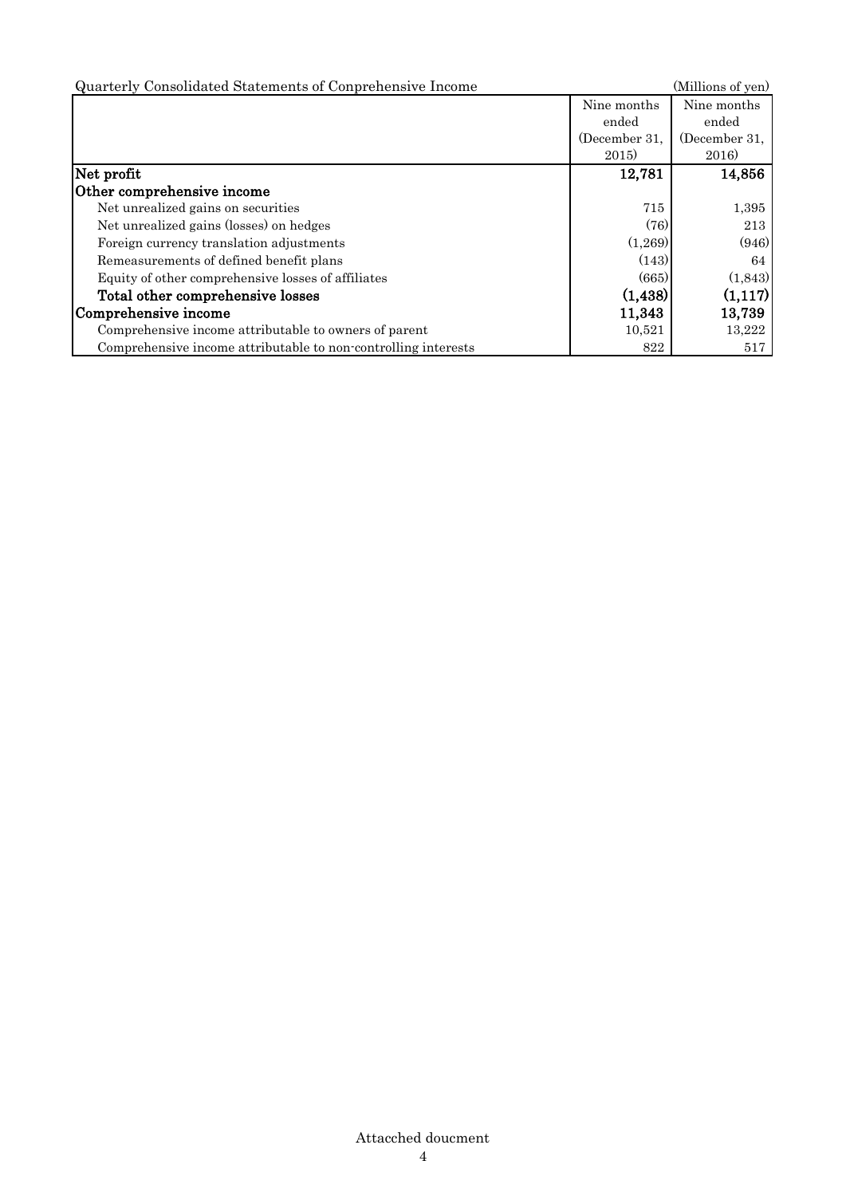Quarterly Consolidated Statements of Conprehensive Income

(Millions of yen)

| | Nine months ended (December 31, 2015) | Nine months ended (December 31, 2016) |
|---|---|---|
| **Net profit** | **12,781** | **14,856** |
| **Other comprehensive income** | | |
| Net unrealized gains on securities | 715 | 1,395 |
| Net unrealized gains (losses) on hedges | (76) | 213 |
| Foreign currency translation adjustments | (1,269) | (946) |
| Remeasurements of defined benefit plans | (143) | 64 |
| Equity of other comprehensive losses of affiliates | (665) | (1,843) |
| **Total other comprehensive losses** | **(1,438)** | **(1,117)** |
| **Comprehensive income** | **11,343** | **13,739** |
| Comprehensive income attributable to owners of parent | 10,521 | 13,222 |
| Comprehensive income attributable to non-controlling interests | 822 | 517 |

Attacched doucment